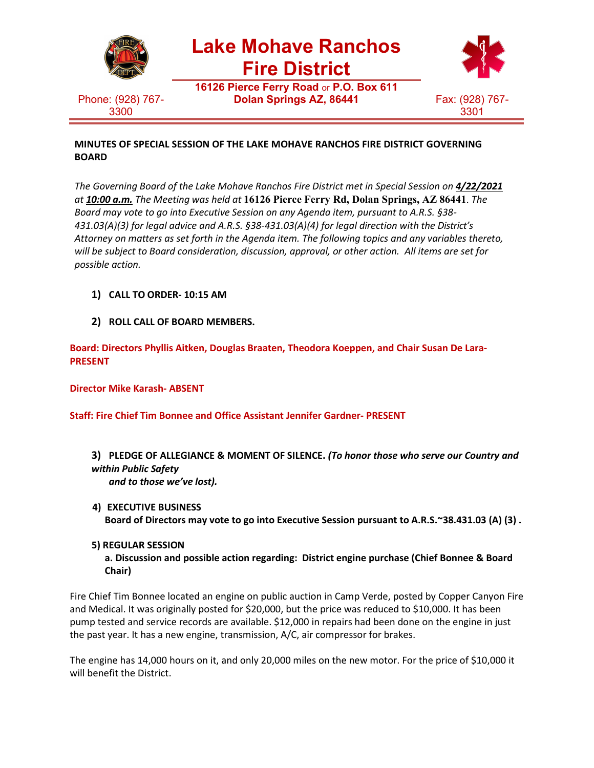# Lake Mohave Ranchos Fire District

**16126 Pierce Ferry Road** or **P.O. Box 611**
**Dolan Springs AZ, 86441**

Phone: (928) 767-3300

Fax: (928) 767-3301

**MINUTES OF SPECIAL SESSION OF THE LAKE MOHAVE RANCHOS FIRE DISTRICT GOVERNING BOARD**

*The Governing Board of the Lake Mohave Ranchos Fire District met in Special Session on* ***4/22/2021*** *at* ***10:00 a.m.*** *The Meeting was held at* **16126 Pierce Ferry Rd, Dolan Springs, AZ 86441**. *The Board may vote to go into Executive Session on any Agenda item, pursuant to A.R.S. §38-431.03(A)(3) for legal advice and A.R.S. §38-431.03(A)(4) for legal direction with the District's Attorney on matters as set forth in the Agenda item. The following topics and any variables thereto, will be subject to Board consideration, discussion, approval, or other action. All items are set for possible action.*

1) **CALL TO ORDER- 10:15 AM**

2) **ROLL CALL OF BOARD MEMBERS.**

**Board: Directors Phyllis Aitken, Douglas Braaten, Theodora Koeppen, and Chair Susan De Lara- PRESENT**

**Director Mike Karash- ABSENT**

**Staff: Fire Chief Tim Bonnee and Office Assistant Jennifer Gardner- PRESENT**

3) **PLEDGE OF ALLEGIANCE & MOMENT OF SILENCE.** ***(To honor those who serve our Country and within Public Safety and to those we've lost).***

4) **EXECUTIVE BUSINESS**
**Board of Directors may vote to go into Executive Session pursuant to A.R.S.~38.431.03 (A) (3) .**

5) **REGULAR SESSION**
**a. Discussion and possible action regarding: District engine purchase (Chief Bonnee & Board Chair)**

Fire Chief Tim Bonnee located an engine on public auction in Camp Verde, posted by Copper Canyon Fire and Medical. It was originally posted for $20,000, but the price was reduced to $10,000. It has been pump tested and service records are available. $12,000 in repairs had been done on the engine in just the past year. It has a new engine, transmission, A/C, air compressor for brakes.

The engine has 14,000 hours on it, and only 20,000 miles on the new motor. For the price of $10,000 it will benefit the District.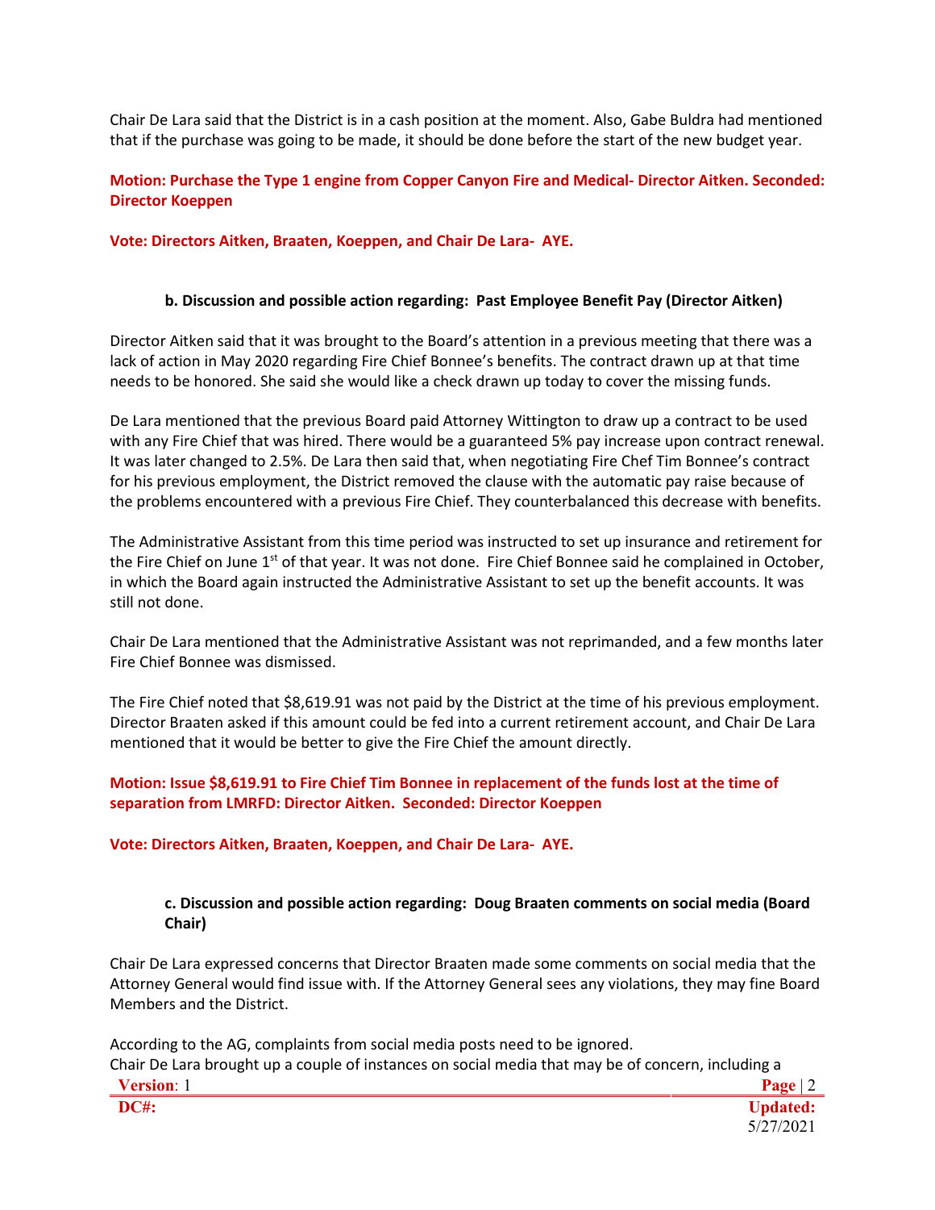Chair De Lara said that the District is in a cash position at the moment. Also, Gabe Buldra had mentioned that if the purchase was going to be made, it should be done before the start of the new budget year.

**Motion: Purchase the Type 1 engine from Copper Canyon Fire and Medical- Director Aitken. Seconded: Director Koeppen**

**Vote: Directors Aitken, Braaten, Koeppen, and Chair De Lara- AYE.**

**b. Discussion and possible action regarding: Past Employee Benefit Pay (Director Aitken)**

Director Aitken said that it was brought to the Board's attention in a previous meeting that there was a lack of action in May 2020 regarding Fire Chief Bonnee's benefits. The contract drawn up at that time needs to be honored. She said she would like a check drawn up today to cover the missing funds.

De Lara mentioned that the previous Board paid Attorney Wittington to draw up a contract to be used with any Fire Chief that was hired. There would be a guaranteed 5% pay increase upon contract renewal. It was later changed to 2.5%. De Lara then said that, when negotiating Fire Chef Tim Bonnee's contract for his previous employment, the District removed the clause with the automatic pay raise because of the problems encountered with a previous Fire Chief. They counterbalanced this decrease with benefits.

The Administrative Assistant from this time period was instructed to set up insurance and retirement for the Fire Chief on June 1st of that year. It was not done. Fire Chief Bonnee said he complained in October, in which the Board again instructed the Administrative Assistant to set up the benefit accounts. It was still not done.

Chair De Lara mentioned that the Administrative Assistant was not reprimanded, and a few months later Fire Chief Bonnee was dismissed.

The Fire Chief noted that $8,619.91 was not paid by the District at the time of his previous employment. Director Braaten asked if this amount could be fed into a current retirement account, and Chair De Lara mentioned that it would be better to give the Fire Chief the amount directly.

**Motion: Issue $8,619.91 to Fire Chief Tim Bonnee in replacement of the funds lost at the time of separation from LMRFD: Director Aitken. Seconded: Director Koeppen**

**Vote: Directors Aitken, Braaten, Koeppen, and Chair De Lara- AYE.**

**c. Discussion and possible action regarding: Doug Braaten comments on social media (Board Chair)**

Chair De Lara expressed concerns that Director Braaten made some comments on social media that the Attorney General would find issue with. If the Attorney General sees any violations, they may fine Board Members and the District.

According to the AG, complaints from social media posts need to be ignored.
Chair De Lara brought up a couple of instances on social media that may be of concern, including a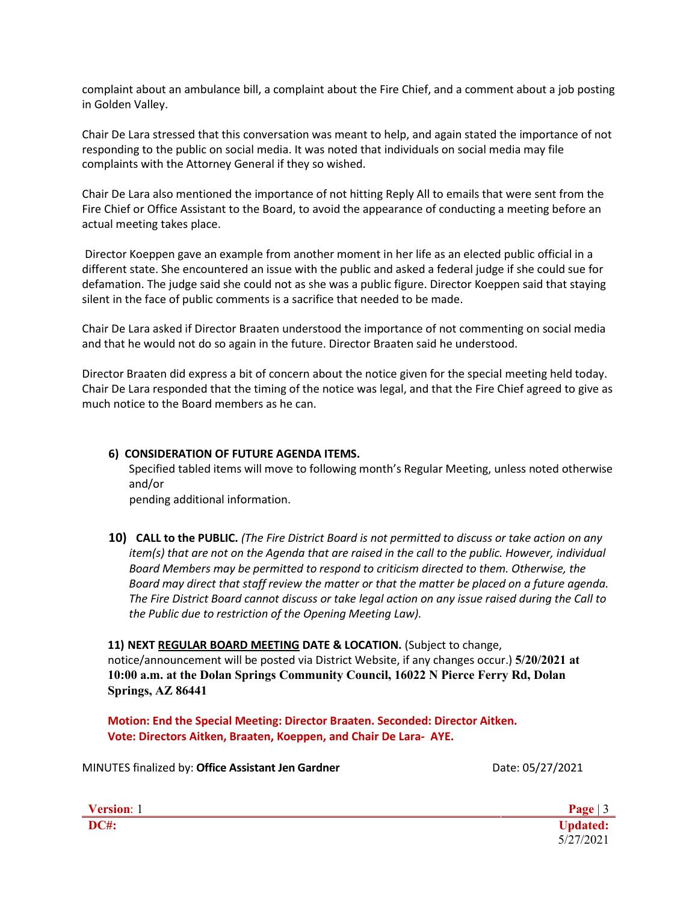complaint about an ambulance bill, a complaint about the Fire Chief, and a comment about a job posting in Golden Valley.

Chair De Lara stressed that this conversation was meant to help, and again stated the importance of not responding to the public on social media. It was noted that individuals on social media may file complaints with the Attorney General if they so wished.

Chair De Lara also mentioned the importance of not hitting Reply All to emails that were sent from the Fire Chief or Office Assistant to the Board, to avoid the appearance of conducting a meeting before an actual meeting takes place.

Director Koeppen gave an example from another moment in her life as an elected public official in a different state. She encountered an issue with the public and asked a federal judge if she could sue for defamation. The judge said she could not as she was a public figure. Director Koeppen said that staying silent in the face of public comments is a sacrifice that needed to be made.

Chair De Lara asked if Director Braaten understood the importance of not commenting on social media and that he would not do so again in the future. Director Braaten said he understood.

Director Braaten did express a bit of concern about the notice given for the special meeting held today. Chair De Lara responded that the timing of the notice was legal, and that the Fire Chief agreed to give as much notice to the Board members as he can.

**6) CONSIDERATION OF FUTURE AGENDA ITEMS.**
Specified tabled items will move to following month's Regular Meeting, unless noted otherwise and/or
pending additional information.

**10) CALL to the PUBLIC.** *(The Fire District Board is not permitted to discuss or take action on any item(s) that are not on the Agenda that are raised in the call to the public. However, individual Board Members may be permitted to respond to criticism directed to them. Otherwise, the Board may direct that staff review the matter or that the matter be placed on a future agenda. The Fire District Board cannot discuss or take legal action on any issue raised during the Call to the Public due to restriction of the Opening Meeting Law).*

**11) NEXT <u>REGULAR BOARD MEETING</u> DATE & LOCATION.** (Subject to change, notice/announcement will be posted via District Website, if any changes occur.) **5/20/2021 at 10:00 a.m. at the Dolan Springs Community Council, 16022 N Pierce Ferry Rd, Dolan Springs, AZ 86441**

**Motion: End the Special Meeting: Director Braaten. Seconded: Director Aitken.**
**Vote: Directors Aitken, Braaten, Koeppen, and Chair De Lara- AYE.**

MINUTES finalized by: **Office Assistant Jen Gardner** Date: 05/27/2021

**Version**: 1
**DC#:**
**Updated:** 5/27/2021